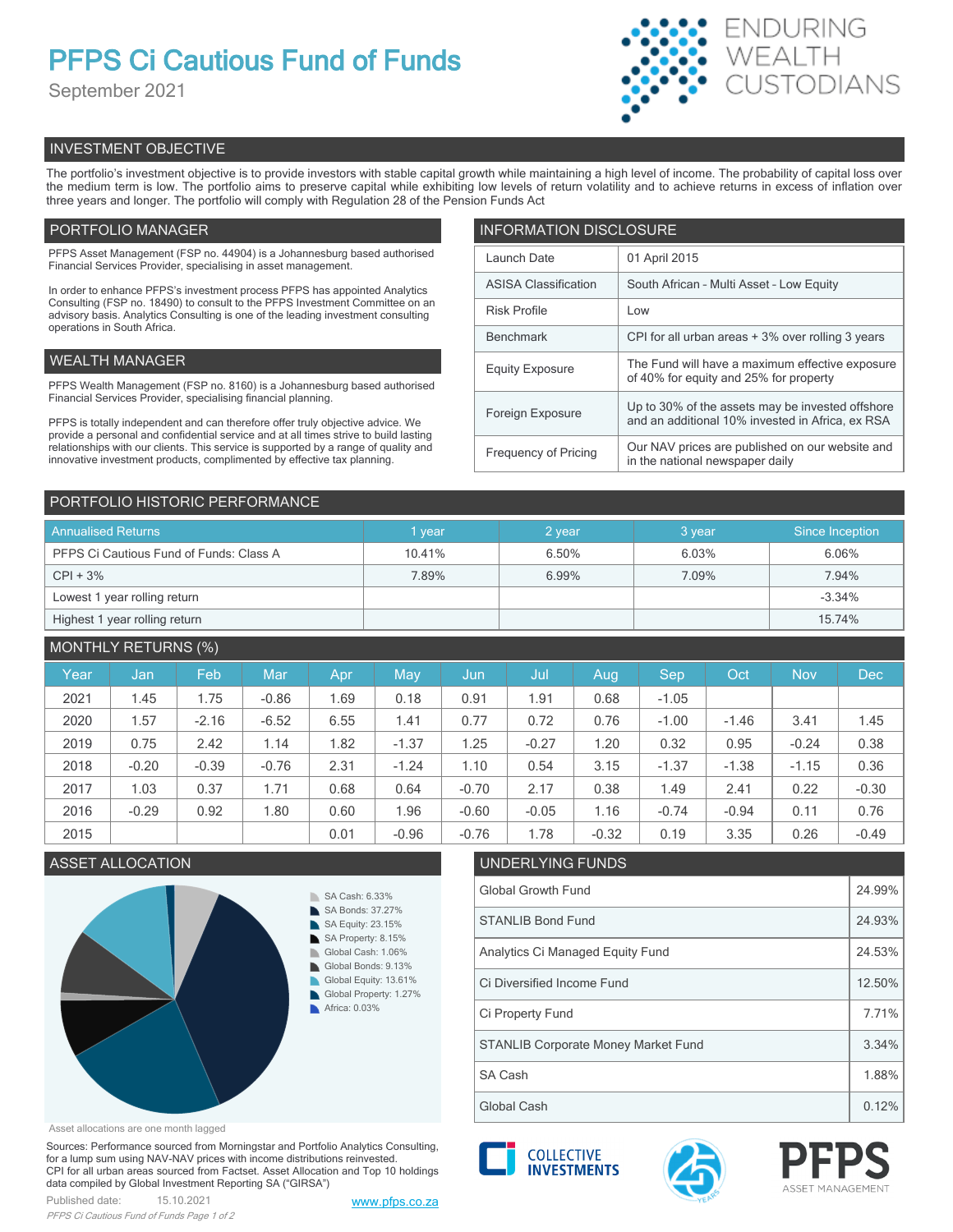# PFPS Ci Cautious Fund of Funds

September 2021

ENDURING WEALTH CUSTODIANS

## INVESTMENT OBJECTIVE

The portfolio's investment objective is to provide investors with stable capital growth while maintaining a high level of income. The probability of capital loss over the medium term is low. The portfolio aims to preserve capital while exhibiting low levels of return volatility and to achieve returns in excess of inflation over three years and longer. The portfolio will comply with Regulation 28 of the Pension Funds Act

## PORTFOLIO MANAGER

PFPS Asset Management (FSP no. 44904) is a Johannesburg based authorised Financial Services Provider, specialising in asset management.

In order to enhance PFPS's investment process PFPS has appointed Analytics Consulting (FSP no. 18490) to consult to the PFPS Investment Committee on an advisory basis. Analytics Consulting is one of the leading investment consulting operations in South Africa.

## WEALTH MANAGER

PFPS Wealth Management (FSP no. 8160) is a Johannesburg based authorised Financial Services Provider, specialising financial planning.

PFPS is totally independent and can therefore offer truly objective advice. We provide a personal and confidential service and at all times strive to build lasting relationships with our clients. This service is supported by a range of quality and innovative investment products, complimented by effective tax planning.

## INFORMATION DISCLOSURE

| | |
|---|---|
| Launch Date | 01 April 2015 |
| ASISA Classification | South African - Multi Asset - Low Equity |
| Risk Profile | Low |
| Benchmark | CPI for all urban areas + 3% over rolling 3 years |
| Equity Exposure | The Fund will have a maximum effective exposure of 40% for equity and 25% for property |
| Foreign Exposure | Up to 30% of the assets may be invested offshore and an additional 10% invested in Africa, ex RSA |
| Frequency of Pricing | Our NAV prices are published on our website and in the national newspaper daily |

## PORTFOLIO HISTORIC PERFORMANCE

| Annualised Returns | 1 year | 2 year | 3 year | Since Inception |
|---|---|---|---|---|
| PFPS Ci Cautious Fund of Funds: Class A | 10.41% | 6.50% | 6.03% | 6.06% |
| CPI + 3% | 7.89% | 6.99% | 7.09% | 7.94% |
| Lowest 1 year rolling return | | | | -3.34% |
| Highest 1 year rolling return | | | | 15.74% |

## MONTHLY RETURNS (%)

| Year | Jan | Feb | Mar | Apr | May | Jun | Jul | Aug | Sep | Oct | Nov | Dec |
|---|---|---|---|---|---|---|---|---|---|---|---|---|
| 2021 | 1.45 | 1.75 | -0.86 | 1.69 | 0.18 | 0.91 | 1.91 | 0.68 | -1.05 | | | |
| 2020 | 1.57 | -2.16 | -6.52 | 6.55 | 1.41 | 0.77 | 0.72 | 0.76 | -1.00 | -1.46 | 3.41 | 1.45 |
| 2019 | 0.75 | 2.42 | 1.14 | 1.82 | -1.37 | 1.25 | -0.27 | 1.20 | 0.32 | 0.95 | -0.24 | 0.38 |
| 2018 | -0.20 | -0.39 | -0.76 | 2.31 | -1.24 | 1.10 | 0.54 | 3.15 | -1.37 | -1.38 | -1.15 | 0.36 |
| 2017 | 1.03 | 0.37 | 1.71 | 0.68 | 0.64 | -0.70 | 2.17 | 0.38 | 1.49 | 2.41 | 0.22 | -0.30 |
| 2016 | -0.29 | 0.92 | 1.80 | 0.60 | 1.96 | -0.60 | -0.05 | 1.16 | -0.74 | -0.94 | 0.11 | 0.76 |
| 2015 | | | | 0.01 | -0.96 | -0.76 | 1.78 | -0.32 | 0.19 | 3.35 | 0.26 | -0.49 |

## ASSET ALLOCATION

- SA Cash: 6.33%
- SA Bonds: 37.27%
- SA Equity: 23.15%
- SA Property: 8.15%
- Global Cash: 1.06%
- Global Bonds: 9.13%
- Global Equity: 13.61%
- Global Property: 1.27%
- Africa: 0.03%

Asset allocations are one month lagged

## UNDERLYING FUNDS

| | |
|---|---|
| Global Growth Fund | 24.99% |
| STANLIB Bond Fund | 24.93% |
| Analytics Ci Managed Equity Fund | 24.53% |
| Ci Diversified Income Fund | 12.50% |
| Ci Property Fund | 7.71% |
| STANLIB Corporate Money Market Fund | 3.34% |
| SA Cash | 1.88% |
| Global Cash | 0.12% |

Sources: Performance sourced from Morningstar and Portfolio Analytics Consulting, for a lump sum using NAV-NAV prices with income distributions reinvested. CPI for all urban areas sourced from Factset. Asset Allocation and Top 10 holdings data compiled by Global Investment Reporting SA ("GIRSA")

Published date: 15.10.2021

www.pfps.co.za

COLLECTIVE INVESTMENTS

PFPS ASSET MANAGEMENT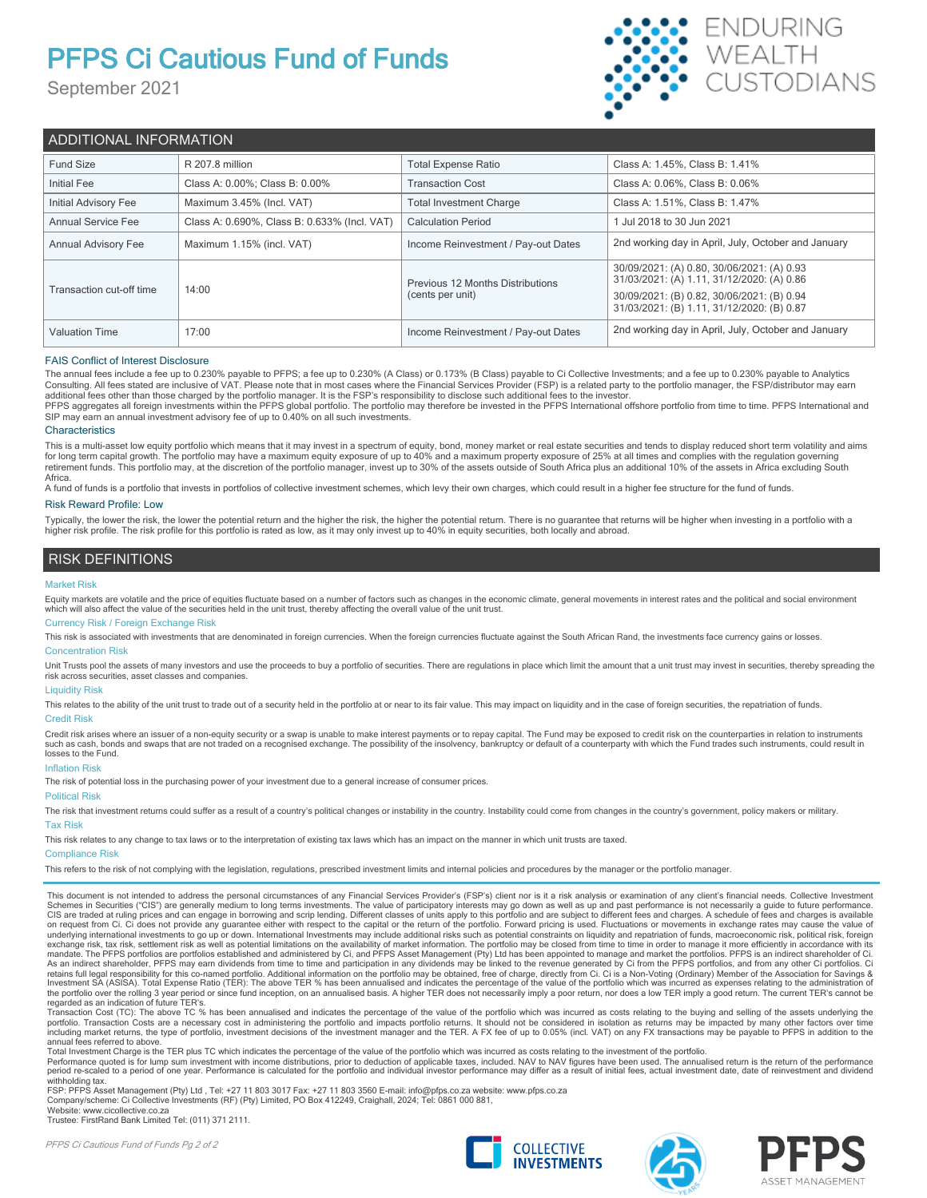# PFPS Ci Cautious Fund of Funds

September 2021

## ADDITIONAL INFORMATION

| | | | |
|---|---|---|---|
| Fund Size | R 207.8 million | Total Expense Ratio | Class A: 1.45%, Class B: 1.41% |
| Initial Fee | Class A: 0.00%; Class B: 0.00% | Transaction Cost | Class A: 0.06%, Class B: 0.06% |
| Initial Advisory Fee | Maximum 3.45% (Incl. VAT) | Total Investment Charge | Class A: 1.51%, Class B: 1.47% |
| Annual Service Fee | Class A: 0.690%, Class B: 0.633% (Incl. VAT) | Calculation Period | 1 Jul 2018 to 30 Jun 2021 |
| Annual Advisory Fee | Maximum 1.15% (incl. VAT) | Income Reinvestment / Pay-out Dates | 2nd working day in April, July, October and January |
| Transaction cut-off time | 14:00 | Previous 12 Months Distributions (cents per unit) | 30/09/2021: (A) 0.80, 30/06/2021: (A) 0.93 31/03/2021: (A) 1.11, 31/12/2020: (A) 0.86 30/09/2021: (B) 0.82, 30/06/2021: (B) 0.94 31/03/2021: (B) 1.11, 31/12/2020: (B) 0.87 |
| Valuation Time | 17:00 | Income Reinvestment / Pay-out Dates | 2nd working day in April, July, October and January |

### FAIS Conflict of Interest Disclosure

The annual fees include a fee up to 0.230% payable to PFPS; a fee up to 0.230% (A Class) or 0.173% (B Class) payable to Ci Collective Investments; and a fee up to 0.230% payable to Analytics Consulting. All fees stated are inclusive of VAT. Please note that in most cases where the Financial Services Provider (FSP) is a related party to the portfolio manager, the FSP/distributor may earn additional fees other than those charged by the portfolio manager. It is the FSP's responsibility to disclose such additional fees to the investor.
PFPS aggregates all foreign investments within the PFPS global portfolio. The portfolio may therefore be invested in the PFPS International offshore portfolio from time to time. PFPS International and SIP may earn an annual investment advisory fee of up to 0.40% on all such investments.

### Characteristics

This is a multi-asset low equity portfolio which means that it may invest in a spectrum of equity, bond, money market or real estate securities and tends to display reduced short term volatility and aims for long term capital growth. The portfolio may have a maximum equity exposure of up to 40% and a maximum property exposure of 25% at all times and complies with the regulation governing retirement funds. This portfolio may, at the discretion of the portfolio manager, invest up to 30% of the assets outside of South Africa plus an additional 10% of the assets in Africa excluding South Africa.
A fund of funds is a portfolio that invests in portfolios of collective investment schemes, which levy their own charges, which could result in a higher fee structure for the fund of funds.

### Risk Reward Profile: Low

Typically, the lower the risk, the lower the potential return and the higher the risk, the higher the potential return. There is no guarantee that returns will be higher when investing in a portfolio with a higher risk profile. The risk profile for this portfolio is rated as low, as it may only invest up to 40% in equity securities, both locally and abroad.

## RISK DEFINITIONS

### Market Risk

Equity markets are volatile and the price of equities fluctuate based on a number of factors such as changes in the economic climate, general movements in interest rates and the political and social environment which will also affect the value of the securities held in the unit trust, thereby affecting the overall value of the unit trust.

### Currency Risk / Foreign Exchange Risk

This risk is associated with investments that are denominated in foreign currencies. When the foreign currencies fluctuate against the South African Rand, the investments face currency gains or losses.

### Concentration Risk

Unit Trusts pool the assets of many investors and use the proceeds to buy a portfolio of securities. There are regulations in place which limit the amount that a unit trust may invest in securities, thereby spreading the risk across securities, asset classes and companies.

### Liquidity Risk

This relates to the ability of the unit trust to trade out of a security held in the portfolio at or near to its fair value. This may impact on liquidity and in the case of foreign securities, the repatriation of funds.

### Credit Risk

Credit risk arises where an issuer of a non-equity security or a swap is unable to make interest payments or to repay capital. The Fund may be exposed to credit risk on the counterparties in relation to instruments such as cash, bonds and swaps that are not traded on a recognised exchange. The possibility of the insolvency, bankruptcy or default of a counterparty with which the Fund trades such instruments, could result in losses to the Fund.

### Inflation Risk

The risk of potential loss in the purchasing power of your investment due to a general increase of consumer prices.

### Political Risk

The risk that investment returns could suffer as a result of a country's political changes or instability in the country. Instability could come from changes in the country's government, policy makers or military.

### Tax Risk

This risk relates to any change to tax laws or to the interpretation of existing tax laws which has an impact on the manner in which unit trusts are taxed.

### Compliance Risk

This refers to the risk of not complying with the legislation, regulations, prescribed investment limits and internal policies and procedures by the manager or the portfolio manager.

This document is not intended to address the personal circumstances of any Financial Services Provider's (FSP's) client nor is it a risk analysis or examination of any client's financial needs. Collective Investment Schemes in Securities ("CIS") are generally medium to long terms investments. The value of participatory interests may go down as well as up and past performance is not necessarily a guide to future performance. CIS are traded at ruling prices and can engage in borrowing and scrip lending. Different classes of units apply to this portfolio and are subject to different fees and charges. A schedule of fees and charges is available on request from Ci. Ci does not provide any guarantee either with respect to the capital or the return of the portfolio. Forward pricing is used. Fluctuations or movements in exchange rates may cause the value of underlying international investments to go up or down. International Investments may include additional risks such as potential constraints on liquidity and repatriation of funds, macroeconomic risk, political risk, foreign exchange risk, tax risk, settlement risk as well as potential limitations on the availability of market information. The portfolio may be closed from time to time in order to manage it more efficiently in accordance with its mandate. The PFPS portfolios are portfolios established and administered by Ci, and PFPS Asset Management (Pty) Ltd has been appointed to manage and market the portfolios. PFPS is an indirect shareholder of Ci. As an indirect shareholder, PFPS may earn dividends from time to time and participation in any dividends may be linked to the revenue generated by Ci from the PFPS portfolios, and from any other Ci portfolios. Ci retains full legal responsibility for this co-named portfolio. Additional information on the portfolio may be obtained, free of charge, directly from Ci. Ci is a Non-Voting (Ordinary) Member of the Association for Savings & Investment SA (ASISA). Total Expense Ratio (TER): The above TER % has been annualised and indicates the percentage of the value of the portfolio which was incurred as expenses relating to the administration of the portfolio over the rolling 3 year period or since fund inception, on an annualised basis. A higher TER does not necessarily imply a poor return, nor does a low TER imply a good return. The current TER's cannot be regarded as an indication of future TER's.
Transaction Cost (TC): The above TC % has been annualised and indicates the percentage of the value of the portfolio which was incurred as costs relating to the buying and selling of the assets underlying the portfolio. Transaction Costs are a necessary cost in administering the portfolio and impacts portfolio returns. It should not be considered in isolation as returns may be impacted by many other factors over time including market returns, the type of portfolio, investment decisions of the investment manager and the TER. A FX fee of up to 0.05% (incl. VAT) on any FX transactions may be payable to PFPS in addition to the annual fees referred to above.
Total Investment Charge is the TER plus TC which indicates the percentage of the value of the portfolio which was incurred as costs relating to the investment of the portfolio.
Performance quoted is for lump sum investment with income distributions, prior to deduction of applicable taxes, included. NAV to NAV figures have been used. The annualised return is the return of the performance period re-scaled to a period of one year. Performance is calculated for the portfolio and individual investor performance may differ as a result of initial fees, actual investment date, date of reinvestment and dividend withholding tax.
FSP: PFPS Asset Management (Pty) Ltd , Tel: +27 11 803 3017 Fax: +27 11 803 3560 E-mail: info@pfps.co.za website: www.pfps.co.za
Company/scheme: Ci Collective Investments (RF) (Pty) Limited, PO Box 412249, Craighall, 2024; Tel: 0861 000 881,
Website: www.cicollective.co.za
Trustee: FirstRand Bank Limited Tel: (011) 371 2111.